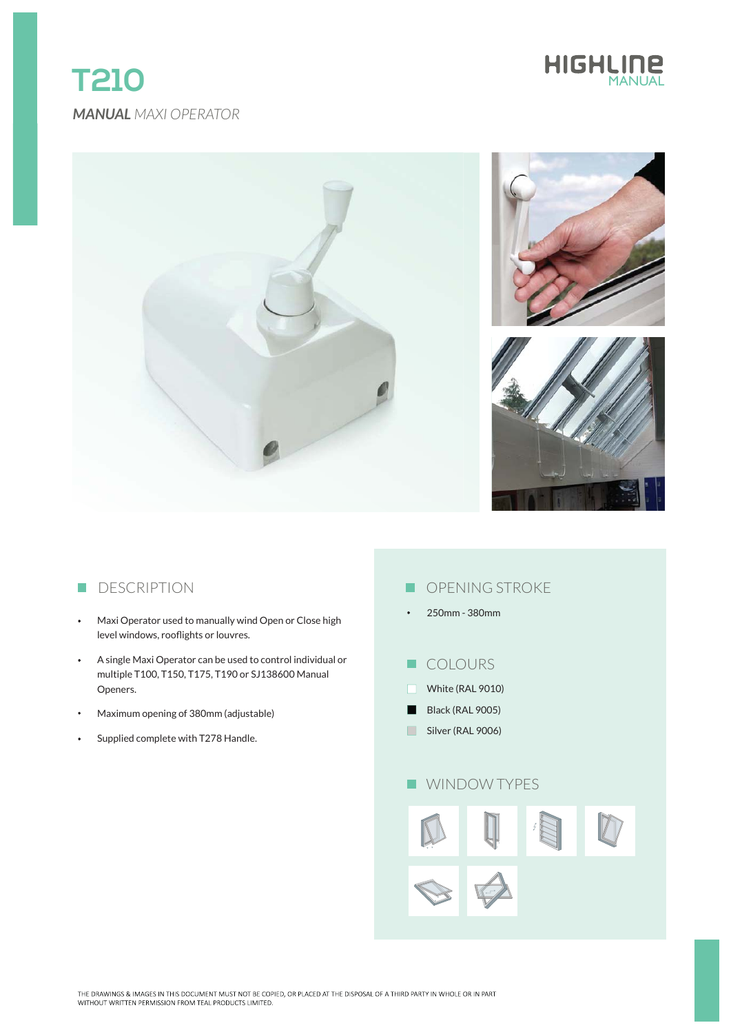# T210

***MANUAL** MAXI OPERATOR*

HIGHLINE MANUAL

## DESCRIPTION

- Maxi Operator used to manually wind Open or Close high level windows, rooflights or louvres.
- A single Maxi Operator can be used to control individual or multiple T100, T150, T175, T190 or SJ138600 Manual Openers.
- Maximum opening of 380mm (adjustable)
- Supplied complete with T278 Handle.

## OPENING STROKE

- 250mm - 380mm

## COLOURS

- White (RAL 9010)
- Black (RAL 9005)
- Silver (RAL 9006)

## WINDOW TYPES

THE DRAWINGS & IMAGES IN THIS DOCUMENT MUST NOT BE COPIED, OR PLACED AT THE DISPOSAL OF A THIRD PARTY IN WHOLE OR IN PART WITHOUT WRITTEN PERMISSION FROM TEAL PRODUCTS LIMITED.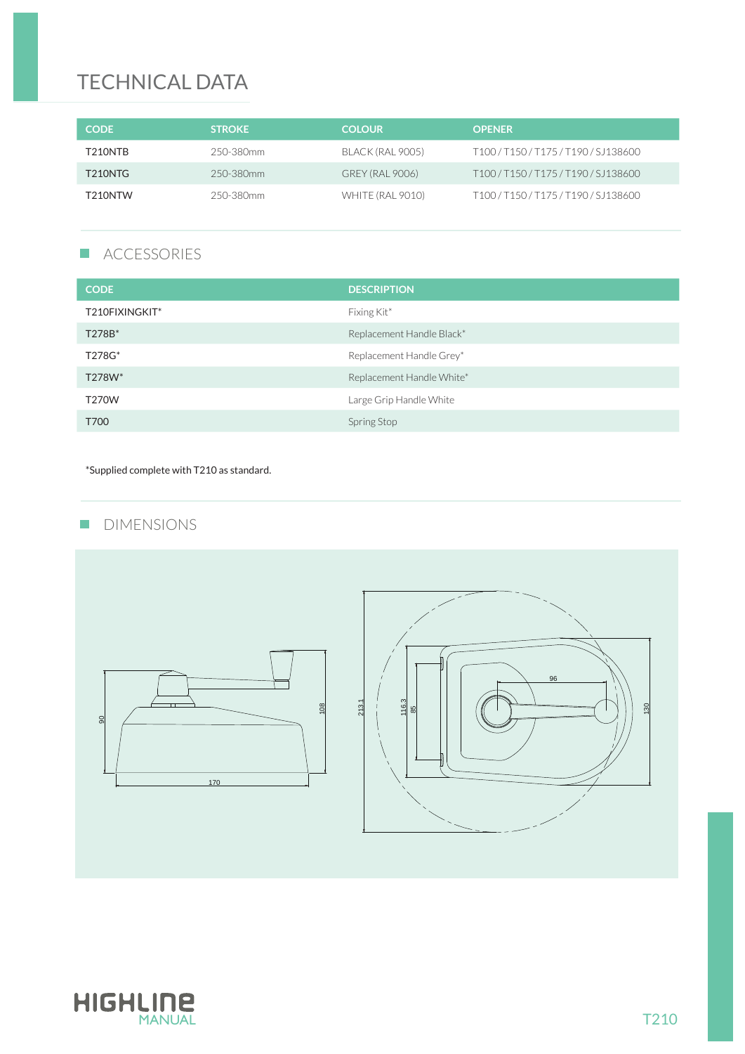# TECHNICAL DATA

| CODE | STROKE | COLOUR | OPENER |
|---|---|---|---|
| T210NTB | 250-380mm | BLACK (RAL 9005) | T100 / T150 / T175 / T190 / SJ138600 |
| T210NTG | 250-380mm | GREY (RAL 9006) | T100 / T150 / T175 / T190 / SJ138600 |
| T210NTW | 250-380mm | WHITE (RAL 9010) | T100 / T150 / T175 / T190 / SJ138600 |

## ACCESSORIES

| CODE | DESCRIPTION |
|---|---|
| T210FIXINGKIT* | Fixing Kit* |
| T278B* | Replacement Handle Black* |
| T278G* | Replacement Handle Grey* |
| T278W* | Replacement Handle White* |
| T270W | Large Grip Handle White |
| T700 | Spring Stop |

*Supplied complete with T210 as standard.

## DIMENSIONS

90 108 170 213.1 116.3 85 96 130

HIGHLINE MANUAL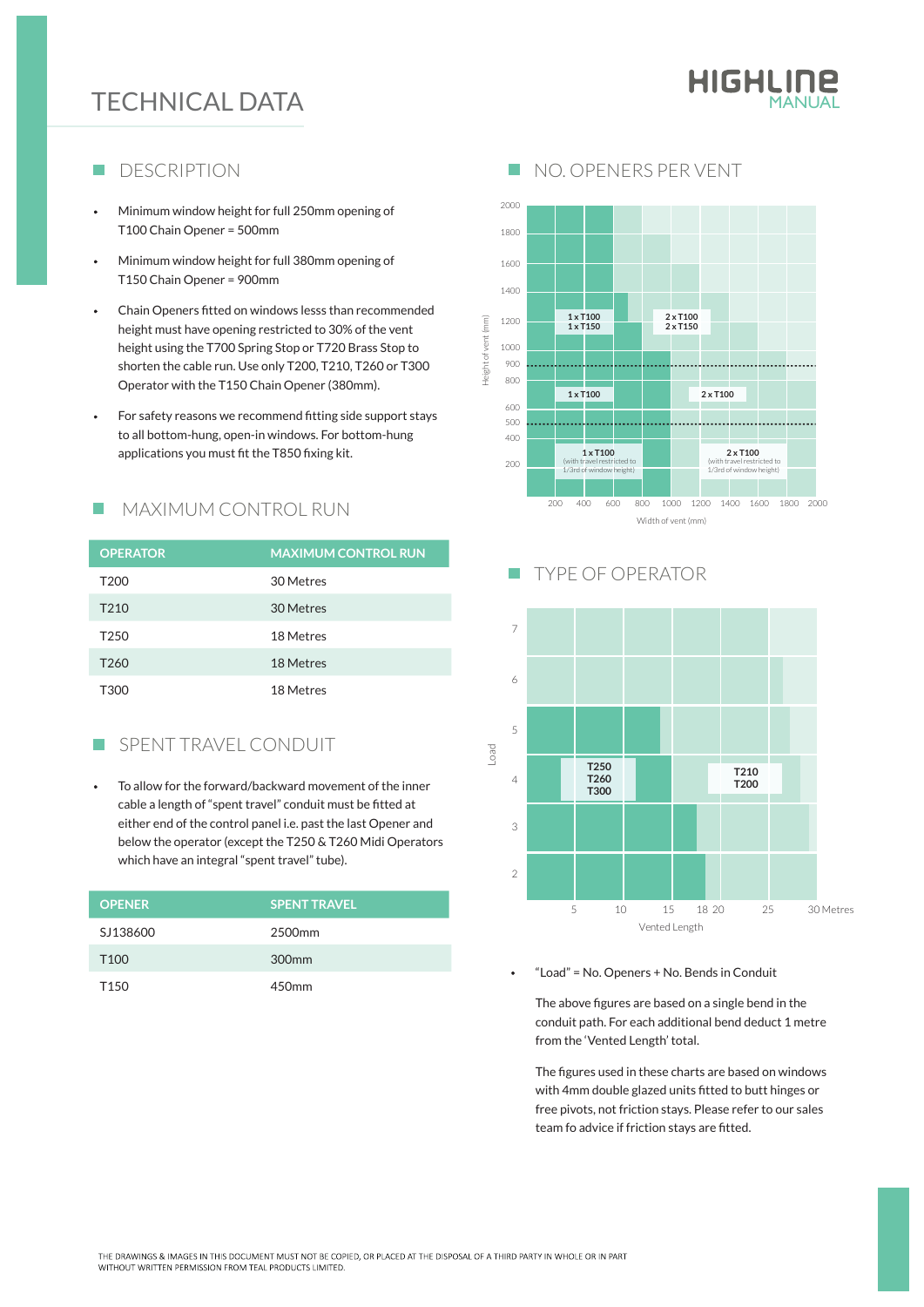# TECHNICAL DATA

## DESCRIPTION

- Minimum window height for full 250mm opening of T100 Chain Opener = 500mm
- Minimum window height for full 380mm opening of T150 Chain Opener = 900mm
- Chain Openers fitted on windows lesss than recommended height must have opening restricted to 30% of the vent height using the T700 Spring Stop or T720 Brass Stop to shorten the cable run. Use only T200, T210, T260 or T300 Operator with the T150 Chain Opener (380mm).
- For safety reasons we recommend fitting side support stays to all bottom-hung, open-in windows. For bottom-hung applications you must fit the T850 fixing kit.

## MAXIMUM CONTROL RUN

| OPERATOR | MAXIMUM CONTROL RUN |
| --- | --- |
| T200 | 30 Metres |
| T210 | 30 Metres |
| T250 | 18 Metres |
| T260 | 18 Metres |
| T300 | 18 Metres |

## SPENT TRAVEL CONDUIT

- To allow for the forward/backward movement of the inner cable a length of "spent travel" conduit must be fitted at either end of the control panel i.e. past the last Opener and below the operator (except the T250 & T260 Midi Operators which have an integral "spent travel" tube).

| OPENER | SPENT TRAVEL |
| --- | --- |
| SJ138600 | 2500mm |
| T100 | 300mm |
| T150 | 450mm |

## NO. OPENERS PER VENT

Height of vent (mm): 200, 400, 500, 600, 800, 900, 1000, 1200, 1400, 1600, 1800, 2000

Width of vent (mm): 200, 400, 600, 800, 1000, 1200, 1400, 1600, 1800, 2000

- 1 x T100 / 1 x T150
- 2 x T100 / 2 x T150
- 1 x T100
- 2 x T100
- 1 x T100 (with travel restricted to 1/3rd of window height)
- 2 x T100 (with travel restricted to 1/3rd of window height)

## TYPE OF OPERATOR

Load: 2, 3, 4, 5, 6, 7

Vented Length: 5, 10, 15, 18, 20, 25, 30 Metres

- T250 / T260 / T300
- T210 / T200

- "Load" = No. Openers + No. Bends in Conduit

The above figures are based on a single bend in the conduit path. For each additional bend deduct 1 metre from the 'Vented Length' total.

The figures used in these charts are based on windows with 4mm double glazed units fitted to butt hinges or free pivots, not friction stays. Please refer to our sales team fo advice if friction stays are fitted.

THE DRAWINGS & IMAGES IN THIS DOCUMENT MUST NOT BE COPIED, OR PLACED AT THE DISPOSAL OF A THIRD PARTY IN WHOLE OR IN PART WITHOUT WRITTEN PERMISSION FROM TEAL PRODUCTS LIMITED.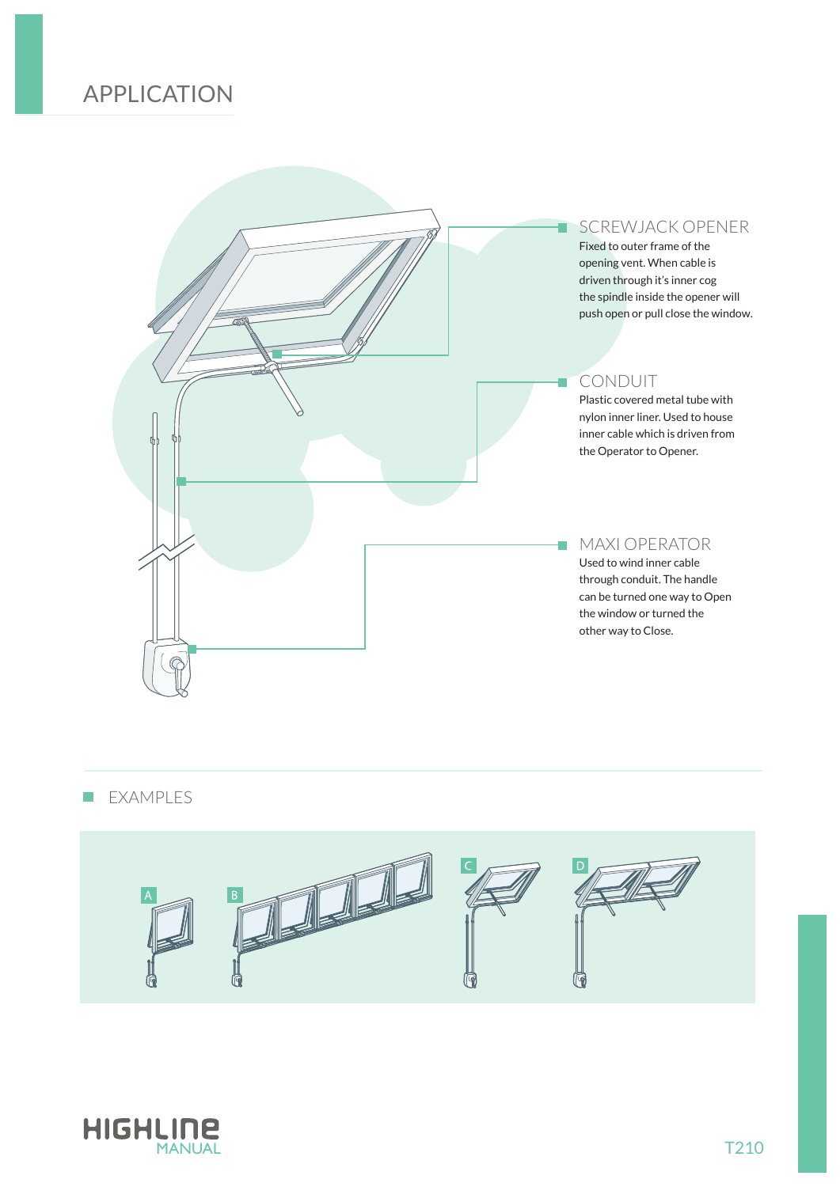# APPLICATION

## SCREWJACK OPENER

Fixed to outer frame of the opening vent. When cable is driven through it's inner cog the spindle inside the opener will push open or pull close the window.

## CONDUIT

Plastic covered metal tube with nylon inner liner. Used to house inner cable which is driven from the Operator to Opener.

## MAXI OPERATOR

Used to wind inner cable through conduit. The handle can be turned one way to Open the window or turned the other way to Close.

## EXAMPLES

A

B

C

D

HIGHLINE MANUAL

T210